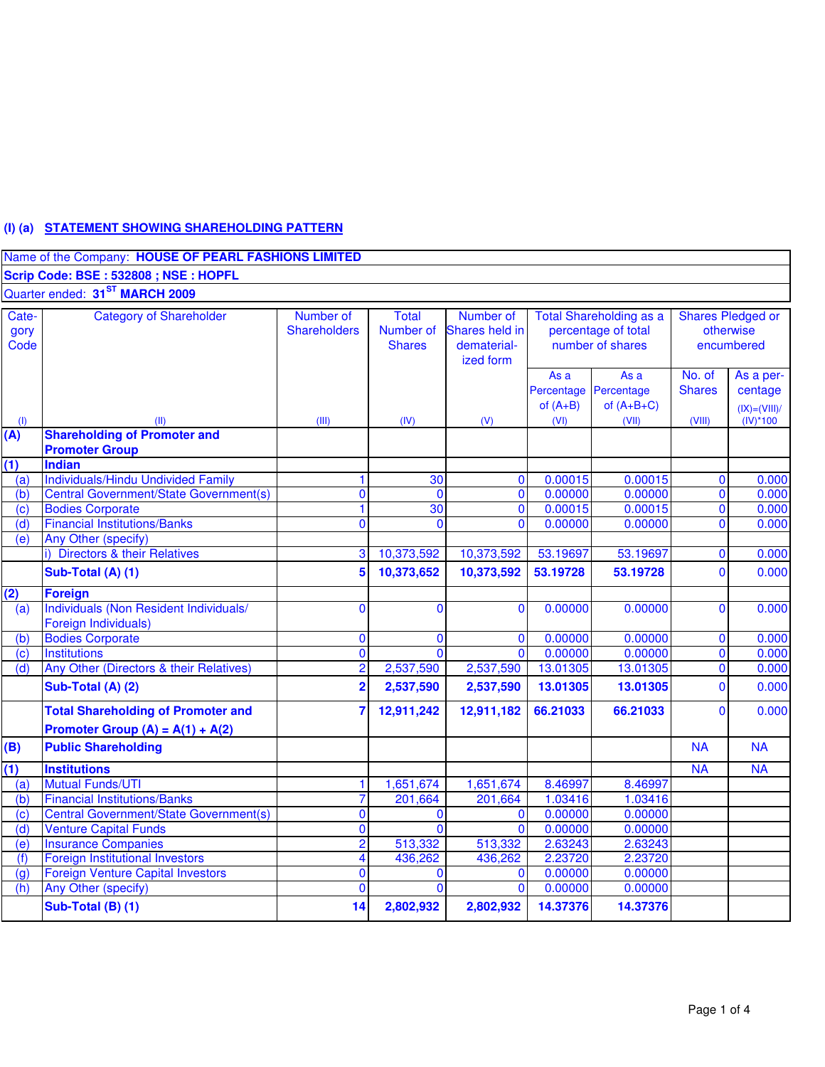## (I) (a) STATEMENT SHOWING SHAREHOLDING PATTERN

**Name of the Company: HOUSE OF PEARL FASHIONS LIMITED**

**Scrip Code: BSE : 532808 ; NSE : HOPFL**

Quarter ended: **31[ST] MARCH 2009**

| Category Code | Category of Shareholder | Number of Shareholders | Total Number of Shares | Number of Shares held in dematerialized form | Total Shareholding as a percentage of total number of shares | | Shares Pledged or otherwise encumbered | |
|---|---|---|---|---|---|---|---|---|
| | | | | | As a Percentage of (A+B) | As a Percentage of (A+B+C) | No. of Shares | As a percentage (IX)=(VIII)/(IV)*100 |
| (I) | (II) | (III) | (IV) | (V) | (VI) | (VII) | (VIII) | |
| **(A)** | **Shareholding of Promoter and Promoter Group** | | | | | | | |
| **(1)** | **Indian** | | | | | | | |
| (a) | Individuals/Hindu Undivided Family | 1 | 30 | 0 | 0.00015 | 0.00015 | 0 | 0.000 |
| (b) | Central Government/State Government(s) | 0 | 0 | 0 | 0.00000 | 0.00000 | 0 | 0.000 |
| (c) | Bodies Corporate | 1 | 30 | 0 | 0.00015 | 0.00015 | 0 | 0.000 |
| (d) | Financial Institutions/Banks | 0 | 0 | 0 | 0.00000 | 0.00000 | 0 | 0.000 |
| (e) | Any Other (specify) | | | | | | | |
| | i) Directors & their Relatives | 3 | 10,373,592 | 10,373,592 | 53.19697 | 53.19697 | 0 | 0.000 |
| | **Sub-Total (A) (1)** | **5** | **10,373,652** | **10,373,592** | **53.19728** | **53.19728** | 0 | 0.000 |
| **(2)** | **Foreign** | | | | | | | |
| (a) | Individuals (Non Resident Individuals/ Foreign Individuals) | 0 | 0 | 0 | 0.00000 | 0.00000 | 0 | 0.000 |
| (b) | Bodies Corporate | 0 | 0 | 0 | 0.00000 | 0.00000 | 0 | 0.000 |
| (c) | Institutions | 0 | 0 | 0 | 0.00000 | 0.00000 | 0 | 0.000 |
| (d) | Any Other (Directors & their Relatives) | 2 | 2,537,590 | 2,537,590 | 13.01305 | 13.01305 | 0 | 0.000 |
| | **Sub-Total (A) (2)** | **2** | **2,537,590** | **2,537,590** | **13.01305** | **13.01305** | 0 | 0.000 |
| | **Total Shareholding of Promoter and Promoter Group (A) = A(1) + A(2)** | **7** | **12,911,242** | **12,911,182** | **66.21033** | **66.21033** | 0 | 0.000 |
| **(B)** | **Public Shareholding** | | | | | | NA | NA |
| **(1)** | **Institutions** | | | | | | NA | NA |
| (a) | Mutual Funds/UTI | 1 | 1,651,674 | 1,651,674 | 8.46997 | 8.46997 | | |
| (b) | Financial Institutions/Banks | 7 | 201,664 | 201,664 | 1.03416 | 1.03416 | | |
| (c) | Central Government/State Government(s) | 0 | 0 | 0 | 0.00000 | 0.00000 | | |
| (d) | Venture Capital Funds | 0 | 0 | 0 | 0.00000 | 0.00000 | | |
| (e) | Insurance Companies | 2 | 513,332 | 513,332 | 2.63243 | 2.63243 | | |
| (f) | Foreign Institutional Investors | 4 | 436,262 | 436,262 | 2.23720 | 2.23720 | | |
| (g) | Foreign Venture Capital Investors | 0 | 0 | 0 | 0.00000 | 0.00000 | | |
| (h) | Any Other (specify) | 0 | 0 | 0 | 0.00000 | 0.00000 | | |
| | **Sub-Total (B) (1)** | **14** | **2,802,932** | **2,802,932** | **14.37376** | **14.37376** | | |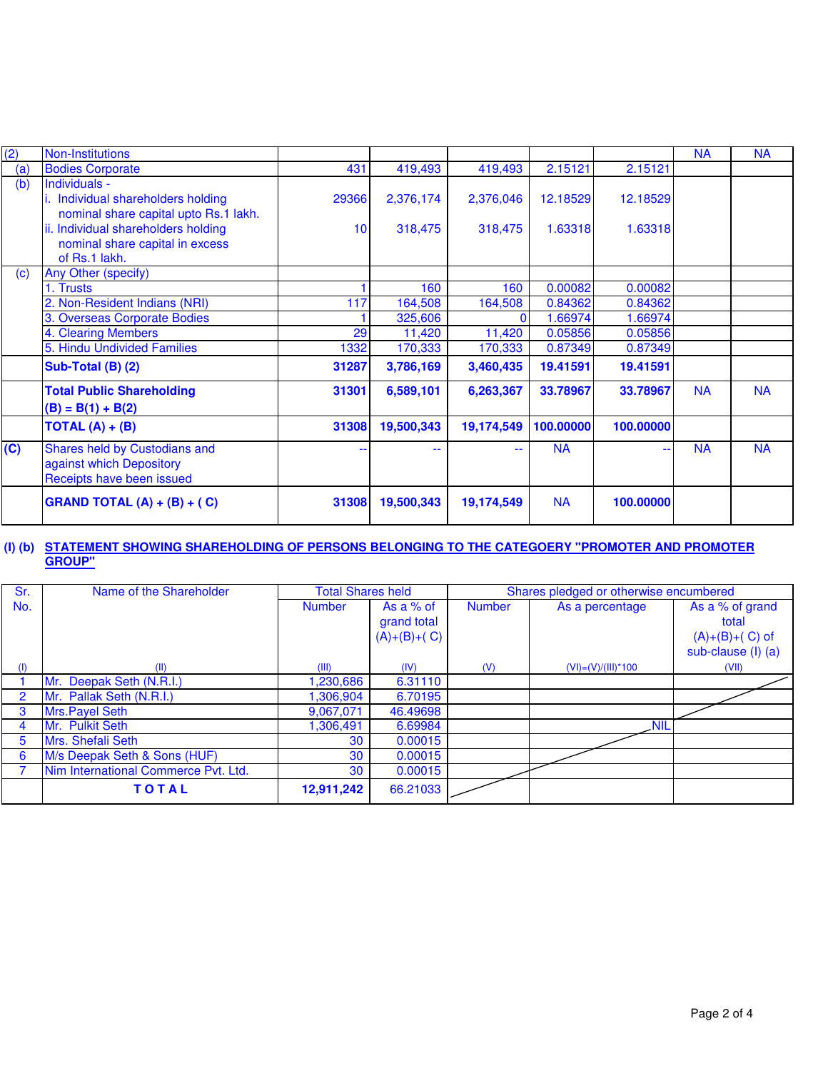| (2) | Non-Institutions | | | | | | NA | NA |
|---|---|---|---|---|---|---|---|---|
| (a) | Bodies Corporate | 431 | 419,493 | 419,493 | 2.15121 | 2.15121 | | |
| (b) | Individuals - i. Individual shareholders holding nominal share capital upto Rs.1 lakh. | 29366 | 2,376,174 | 2,376,046 | 12.18529 | 12.18529 | | |
| | ii. Individual shareholders holding nominal share capital in excess of Rs.1 lakh. | 10 | 318,475 | 318,475 | 1.63318 | 1.63318 | | |
| (c) | Any Other (specify) | | | | | | | |
| | 1. Trusts | 1 | 160 | 160 | 0.00082 | 0.00082 | | |
| | 2. Non-Resident Indians (NRI) | 117 | 164,508 | 164,508 | 0.84362 | 0.84362 | | |
| | 3. Overseas Corporate Bodies | 1 | 325,606 | 0 | 1.66974 | 1.66974 | | |
| | 4. Clearing Members | 29 | 11,420 | 11,420 | 0.05856 | 0.05856 | | |
| | 5. Hindu Undivided Families | 1332 | 170,333 | 170,333 | 0.87349 | 0.87349 | | |
| | **Sub-Total (B) (2)** | **31287** | **3,786,169** | **3,460,435** | **19.41591** | **19.41591** | | |
| | **Total Public Shareholding (B) = B(1) + B(2)** | **31301** | **6,589,101** | **6,263,367** | **33.78967** | **33.78967** | NA | NA |
| | **TOTAL (A) + (B)** | **31308** | **19,500,343** | **19,174,549** | **100.00000** | **100.00000** | | |
| **(C)** | Shares held by Custodians and against which Depository Receipts have been issued | -- | -- | -- | NA | -- | NA | NA |
| | **GRAND TOTAL (A) + (B) + ( C)** | **31308** | **19,500,343** | **19,174,549** | NA | **100.00000** | | |

**(I) (b) STATEMENT SHOWING SHAREHOLDING OF PERSONS BELONGING TO THE CATEGOERY "PROMOTER AND PROMOTER GROUP"**

| Sr. No. | Name of the Shareholder | Total Shares held | | Shares pledged or otherwise encumbered | | |
|---|---|---|---|---|---|---|
| | | Number | As a % of grand total (A)+(B)+( C) | Number | As a percentage | As a % of grand total (A)+(B)+( C) of sub-clause (I) (a) |
| (I) | (II) | (III) | (IV) | (V) | (VI)=(V)/(III)*100 | (VII) |
| 1 | Mr. Deepak Seth (N.R.I.) | 1,230,686 | 6.31110 | | | |
| 2 | Mr. Pallak Seth (N.R.I.) | 1,306,904 | 6.70195 | | | |
| 3 | Mrs.Payel Seth | 9,067,071 | 46.49698 | | | |
| 4 | Mr. Pulkit Seth | 1,306,491 | 6.69984 | | NIL | |
| 5 | Mrs. Shefali Seth | 30 | 0.00015 | | | |
| 6 | M/s Deepak Seth & Sons (HUF) | 30 | 0.00015 | | | |
| 7 | Nim International Commerce Pvt. Ltd. | 30 | 0.00015 | | | |
| | **T O T A L** | **12,911,242** | 66.21033 | | | |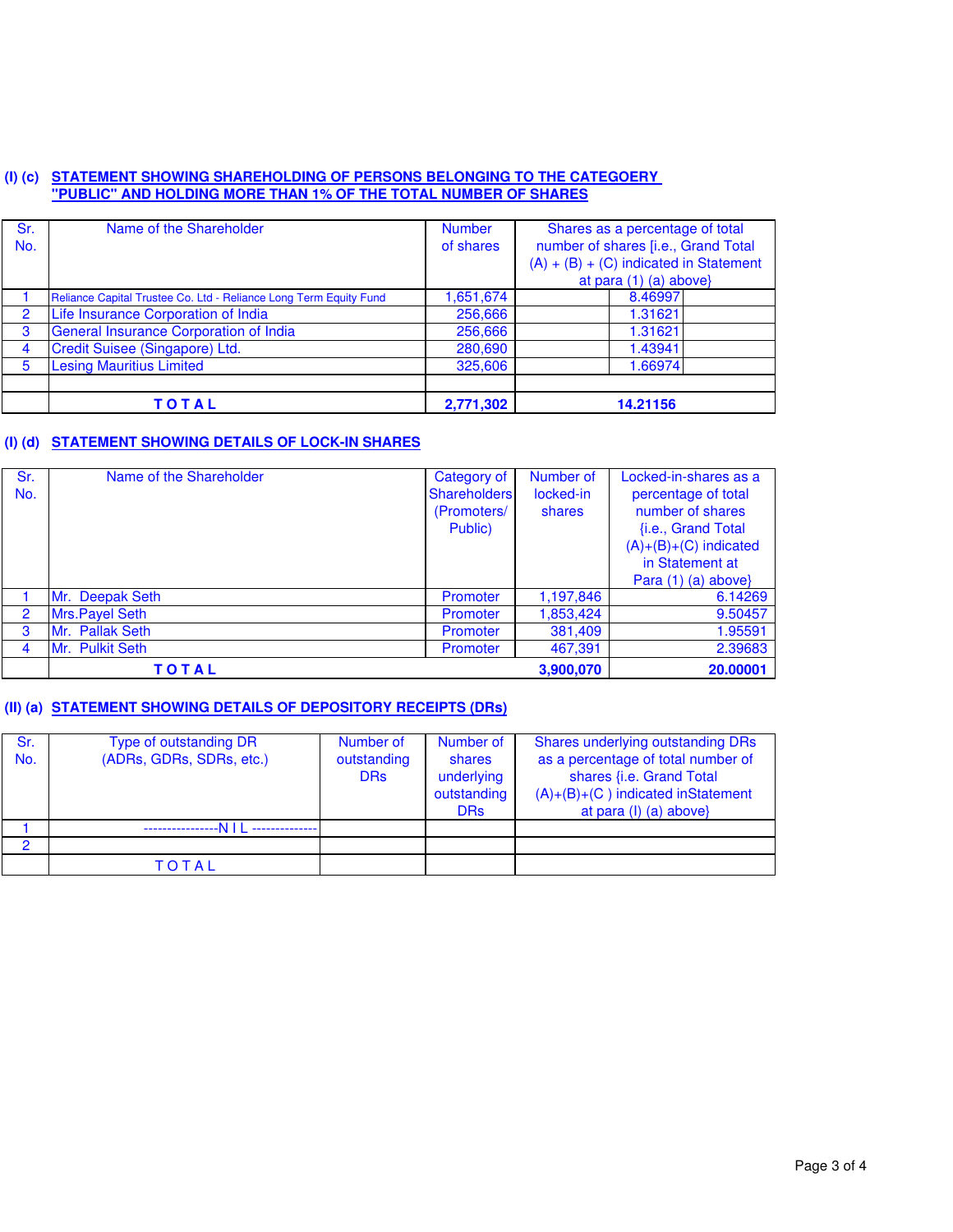**(I) (c) STATEMENT SHOWING SHAREHOLDING OF PERSONS BELONGING TO THE CATEGOERY "PUBLIC" AND HOLDING MORE THAN 1% OF THE TOTAL NUMBER OF SHARES**

| Sr. No. | Name of the Shareholder | Number of shares | Shares as a percentage of total number of shares [i.e., Grand Total (A) + (B) + (C) indicated in Statement at para (1) (a) above} |
|---|---|---|---|
| 1 | Reliance Capital Trustee Co. Ltd - Reliance Long Term Equity Fund | 1,651,674 | 8.46997 |
| 2 | Life Insurance Corporation of India | 256,666 | 1.31621 |
| 3 | General Insurance Corporation of India | 256,666 | 1.31621 |
| 4 | Credit Suisee (Singapore) Ltd. | 280,690 | 1.43941 |
| 5 | Lesing Mauritius Limited | 325,606 | 1.66974 |
| | | | |
| | **T O T A L** | **2,771,302** | **14.21156** |

**(I) (d) STATEMENT SHOWING DETAILS OF LOCK-IN SHARES**

| Sr. No. | Name of the Shareholder | Category of Shareholders (Promoters/ Public) | Number of locked-in shares | Locked-in-shares as a percentage of total number of shares {i.e., Grand Total (A)+(B)+(C) indicated in Statement at Para (1) (a) above} |
|---|---|---|---|---|
| 1 | Mr. Deepak Seth | Promoter | 1,197,846 | 6.14269 |
| 2 | Mrs.Payel Seth | Promoter | 1,853,424 | 9.50457 |
| 3 | Mr. Pallak Seth | Promoter | 381,409 | 1.95591 |
| 4 | Mr. Pulkit Seth | Promoter | 467,391 | 2.39683 |
| | **T O T A L** | | **3,900,070** | **20.00001** |

**(II) (a) STATEMENT SHOWING DETAILS OF DEPOSITORY RECEIPTS (DRs)**

| Sr. No. | Type of outstanding DR (ADRs, GDRs, SDRs, etc.) | Number of outstanding DRs | Number of shares underlying outstanding DRs | Shares underlying outstanding DRs as a percentage of total number of shares {i.e. Grand Total (A)+(B)+(C ) indicated inStatement at para (I) (a) above} |
|---|---|---|---|---|
| 1 | ----------------N I L -------------- | | | |
| 2 | | | | |
| | T O T A L | | | |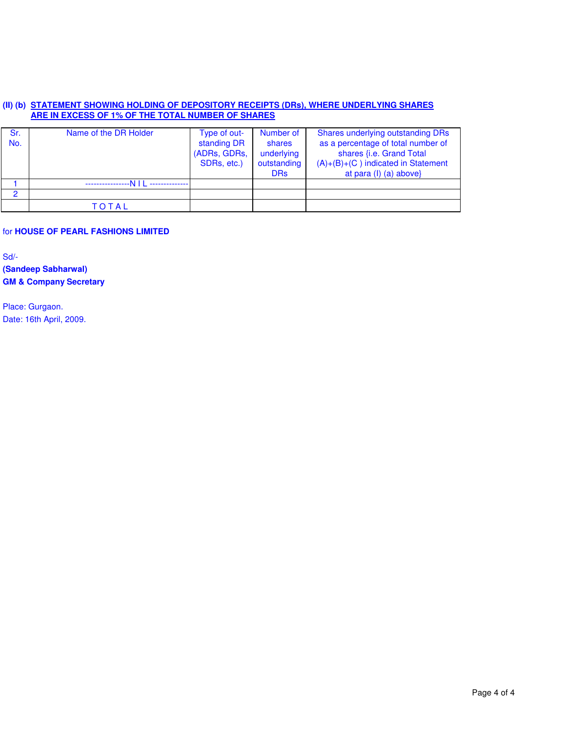**(II) (b) STATEMENT SHOWING HOLDING OF DEPOSITORY RECEIPTS (DRs), WHERE UNDERLYING SHARES ARE IN EXCESS OF 1% OF THE TOTAL NUMBER OF SHARES**

| Sr. No. | Name of the DR Holder | Type of out-standing DR (ADRs, GDRs, SDRs, etc.) | Number of shares underlying outstanding DRs | Shares underlying outstanding DRs as a percentage of total number of shares {i.e. Grand Total (A)+(B)+(C ) indicated in Statement at para (I) (a) above} |
|---|---|---|---|---|
| 1 | ----------------N I L -------------- | | | |
| 2 | | | | |
| | T O T A L | | | |

for **HOUSE OF PEARL FASHIONS LIMITED**

Sd/-
**(Sandeep Sabharwal)**
**GM & Company Secretary**

Place: Gurgaon.
Date: 16th April, 2009.